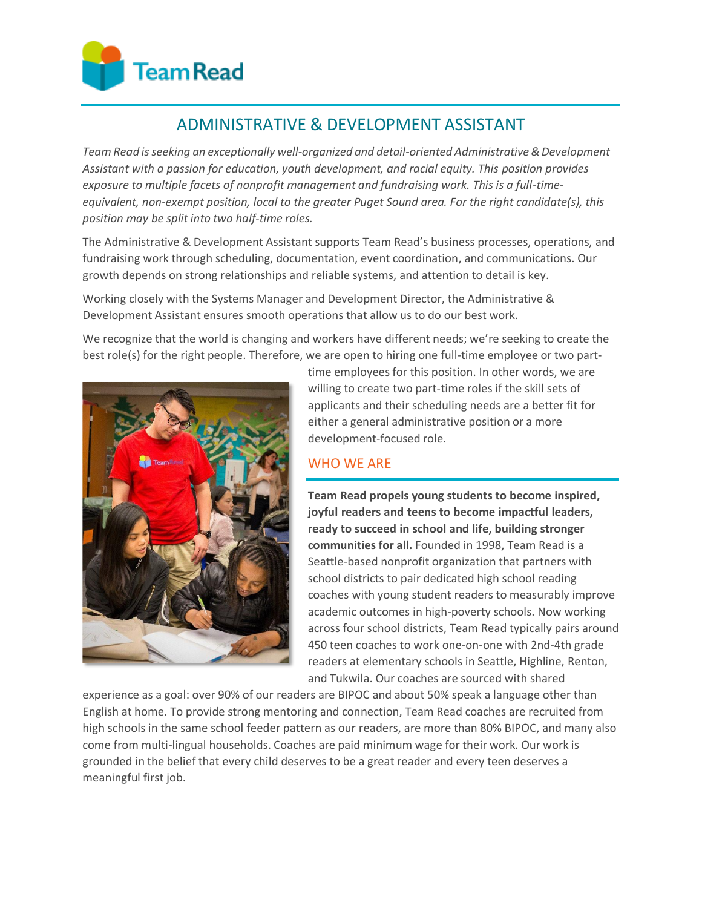# ADMINISTRATIVE & DEVELOPMENT ASSISTANT

*Team Read is seeking an exceptionally well-organized and detail-oriented Administrative & Development Assistant with a passion for education, youth development, and racial equity. This position provides exposure to multiple facets of nonprofit management and fundraising work. This is a full-time-equivalent, non-exempt position, local to the greater Puget Sound area. For the right candidate(s), this position may be split into two half-time roles.*

The Administrative & Development Assistant supports Team Read's business processes, operations, and fundraising work through scheduling, documentation, event coordination, and communications. Our growth depends on strong relationships and reliable systems, and attention to detail is key.

Working closely with the Systems Manager and Development Director, the Administrative & Development Assistant ensures smooth operations that allow us to do our best work.

We recognize that the world is changing and workers have different needs; we're seeking to create the best role(s) for the right people. Therefore, we are open to hiring one full-time employee or two part-time employees for this position. In other words, we are willing to create two part-time roles if the skill sets of applicants and their scheduling needs are a better fit for either a general administrative position or a more development-focused role.

## WHO WE ARE

**Team Read propels young students to become inspired, joyful readers and teens to become impactful leaders, ready to succeed in school and life, building stronger communities for all.** Founded in 1998, Team Read is a Seattle-based nonprofit organization that partners with school districts to pair dedicated high school reading coaches with young student readers to measurably improve academic outcomes in high-poverty schools. Now working across four school districts, Team Read typically pairs around 450 teen coaches to work one-on-one with 2nd-4th grade readers at elementary schools in Seattle, Highline, Renton, and Tukwila. Our coaches are sourced with shared experience as a goal: over 90% of our readers are BIPOC and about 50% speak a language other than English at home. To provide strong mentoring and connection, Team Read coaches are recruited from high schools in the same school feeder pattern as our readers, are more than 80% BIPOC, and many also come from multi-lingual households. Coaches are paid minimum wage for their work. Our work is grounded in the belief that every child deserves to be a great reader and every teen deserves a meaningful first job.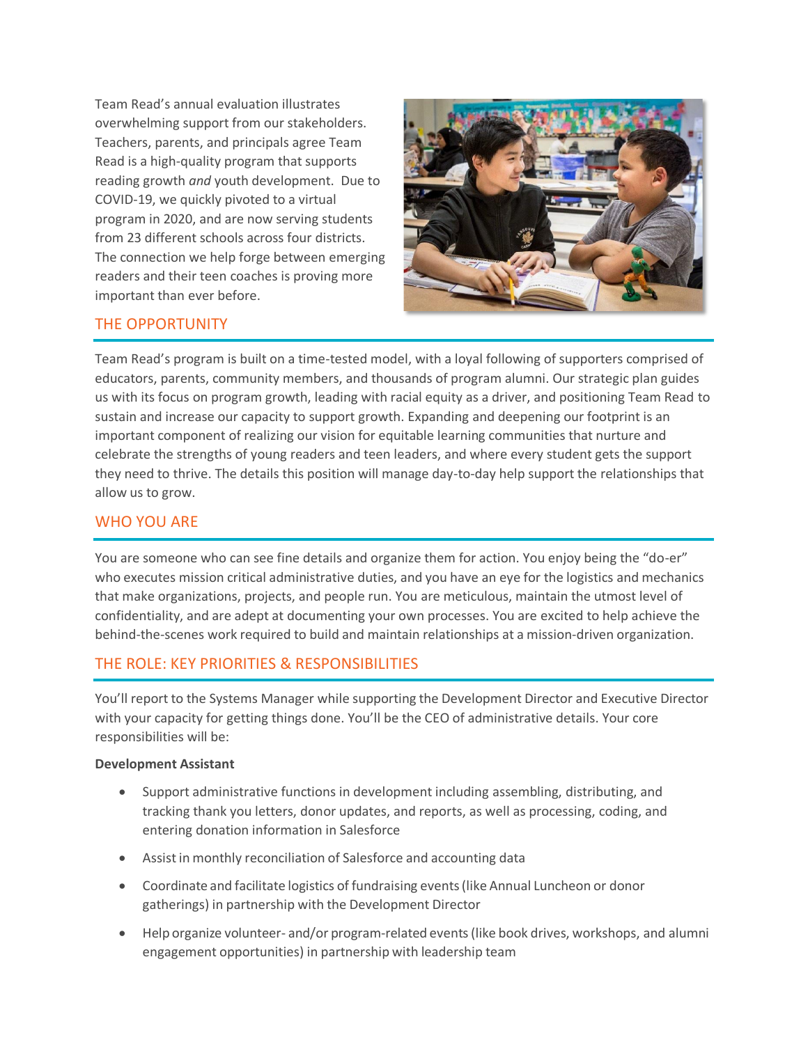Team Read's annual evaluation illustrates overwhelming support from our stakeholders. Teachers, parents, and principals agree Team Read is a high-quality program that supports reading growth *and* youth development. Due to COVID-19, we quickly pivoted to a virtual program in 2020, and are now serving students from 23 different schools across four districts. The connection we help forge between emerging readers and their teen coaches is proving more important than ever before.

## THE OPPORTUNITY

Team Read's program is built on a time-tested model, with a loyal following of supporters comprised of educators, parents, community members, and thousands of program alumni. Our strategic plan guides us with its focus on program growth, leading with racial equity as a driver, and positioning Team Read to sustain and increase our capacity to support growth. Expanding and deepening our footprint is an important component of realizing our vision for equitable learning communities that nurture and celebrate the strengths of young readers and teen leaders, and where every student gets the support they need to thrive. The details this position will manage day-to-day help support the relationships that allow us to grow.

## WHO YOU ARE

You are someone who can see fine details and organize them for action. You enjoy being the "do-er" who executes mission critical administrative duties, and you have an eye for the logistics and mechanics that make organizations, projects, and people run. You are meticulous, maintain the utmost level of confidentiality, and are adept at documenting your own processes. You are excited to help achieve the behind-the-scenes work required to build and maintain relationships at a mission-driven organization.

## THE ROLE: KEY PRIORITIES & RESPONSIBILITIES

You'll report to the Systems Manager while supporting the Development Director and Executive Director with your capacity for getting things done. You'll be the CEO of administrative details. Your core responsibilities will be:

**Development Assistant**

- Support administrative functions in development including assembling, distributing, and tracking thank you letters, donor updates, and reports, as well as processing, coding, and entering donation information in Salesforce
- Assist in monthly reconciliation of Salesforce and accounting data
- Coordinate and facilitate logistics of fundraising events (like Annual Luncheon or donor gatherings) in partnership with the Development Director
- Help organize volunteer- and/or program-related events (like book drives, workshops, and alumni engagement opportunities) in partnership with leadership team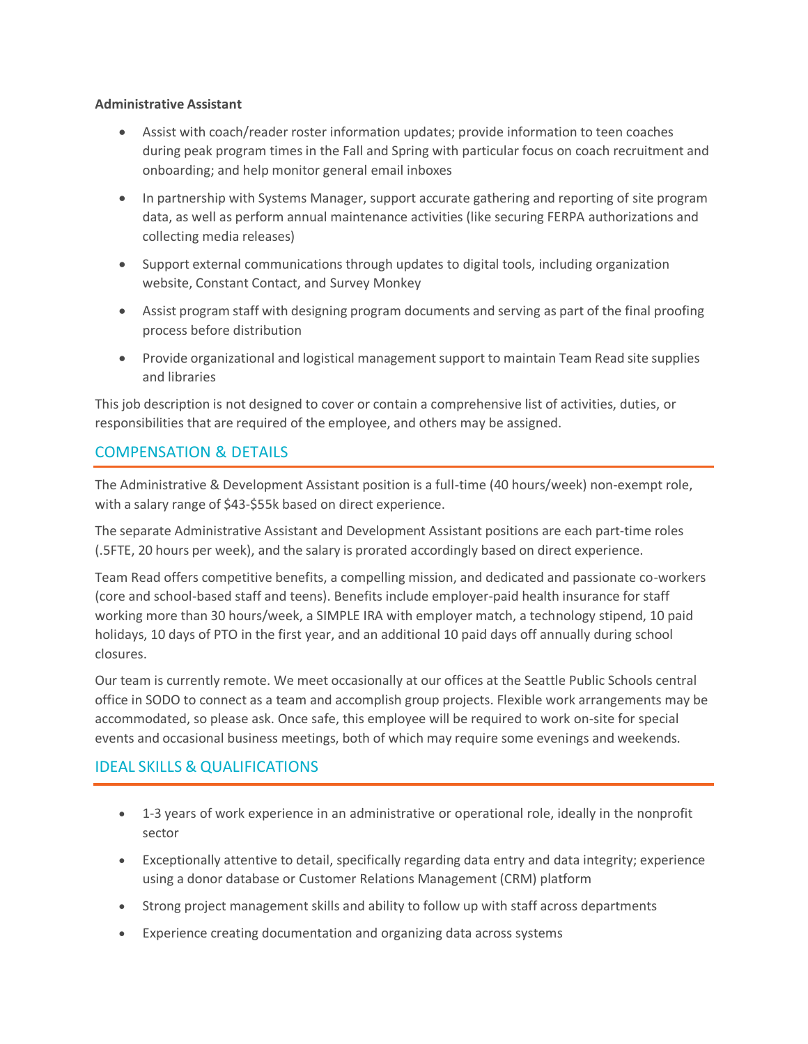**Administrative Assistant**

- Assist with coach/reader roster information updates; provide information to teen coaches during peak program times in the Fall and Spring with particular focus on coach recruitment and onboarding; and help monitor general email inboxes
- In partnership with Systems Manager, support accurate gathering and reporting of site program data, as well as perform annual maintenance activities (like securing FERPA authorizations and collecting media releases)
- Support external communications through updates to digital tools, including organization website, Constant Contact, and Survey Monkey
- Assist program staff with designing program documents and serving as part of the final proofing process before distribution
- Provide organizational and logistical management support to maintain Team Read site supplies and libraries

This job description is not designed to cover or contain a comprehensive list of activities, duties, or responsibilities that are required of the employee, and others may be assigned.

## COMPENSATION & DETAILS

The Administrative & Development Assistant position is a full-time (40 hours/week) non-exempt role, with a salary range of $43-$55k based on direct experience.

The separate Administrative Assistant and Development Assistant positions are each part-time roles (.5FTE, 20 hours per week), and the salary is prorated accordingly based on direct experience.

Team Read offers competitive benefits, a compelling mission, and dedicated and passionate co-workers (core and school-based staff and teens). Benefits include employer-paid health insurance for staff working more than 30 hours/week, a SIMPLE IRA with employer match, a technology stipend, 10 paid holidays, 10 days of PTO in the first year, and an additional 10 paid days off annually during school closures.

Our team is currently remote. We meet occasionally at our offices at the Seattle Public Schools central office in SODO to connect as a team and accomplish group projects. Flexible work arrangements may be accommodated, so please ask. Once safe, this employee will be required to work on-site for special events and occasional business meetings, both of which may require some evenings and weekends.

## IDEAL SKILLS & QUALIFICATIONS

- 1-3 years of work experience in an administrative or operational role, ideally in the nonprofit sector
- Exceptionally attentive to detail, specifically regarding data entry and data integrity; experience using a donor database or Customer Relations Management (CRM) platform
- Strong project management skills and ability to follow up with staff across departments
- Experience creating documentation and organizing data across systems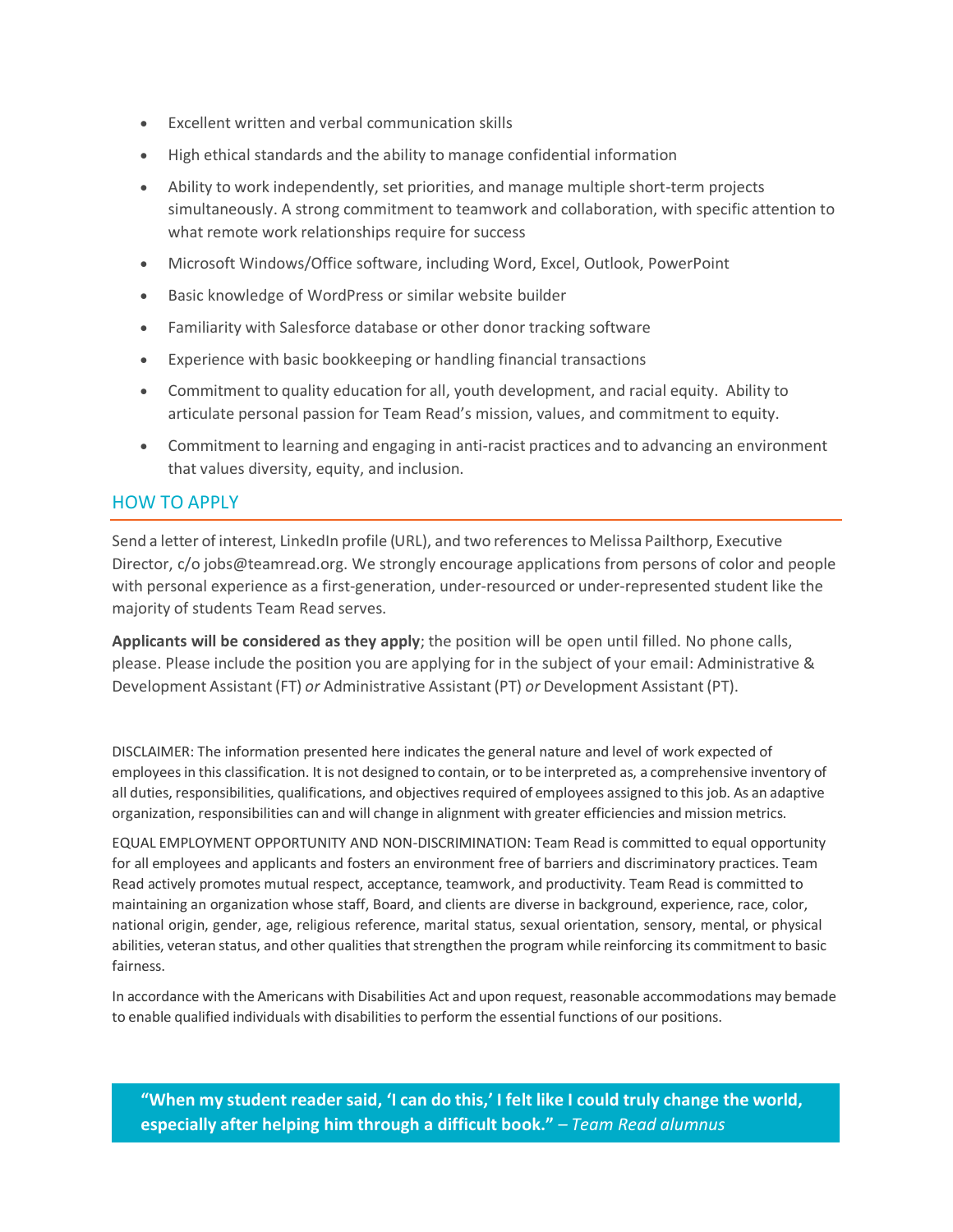- Excellent written and verbal communication skills
- High ethical standards and the ability to manage confidential information
- Ability to work independently, set priorities, and manage multiple short-term projects simultaneously. A strong commitment to teamwork and collaboration, with specific attention to what remote work relationships require for success
- Microsoft Windows/Office software, including Word, Excel, Outlook, PowerPoint
- Basic knowledge of WordPress or similar website builder
- Familiarity with Salesforce database or other donor tracking software
- Experience with basic bookkeeping or handling financial transactions
- Commitment to quality education for all, youth development, and racial equity. Ability to articulate personal passion for Team Read's mission, values, and commitment to equity.
- Commitment to learning and engaging in anti-racist practices and to advancing an environment that values diversity, equity, and inclusion.

## HOW TO APPLY

Send a letter of interest, LinkedIn profile (URL), and two references to Melissa Pailthorp, Executive Director, c/o jobs@teamread.org. We strongly encourage applications from persons of color and people with personal experience as a first-generation, under-resourced or under-represented student like the majority of students Team Read serves.

**Applicants will be considered as they apply**; the position will be open until filled. No phone calls, please. Please include the position you are applying for in the subject of your email: Administrative & Development Assistant (FT) *or* Administrative Assistant (PT) *or* Development Assistant (PT).

DISCLAIMER: The information presented here indicates the general nature and level of work expected of employees in this classification. It is not designed to contain, or to be interpreted as, a comprehensive inventory of all duties, responsibilities, qualifications, and objectives required of employees assigned to this job. As an adaptive organization, responsibilities can and will change in alignment with greater efficiencies and mission metrics.

EQUAL EMPLOYMENT OPPORTUNITY AND NON-DISCRIMINATION: Team Read is committed to equal opportunity for all employees and applicants and fosters an environment free of barriers and discriminatory practices. Team Read actively promotes mutual respect, acceptance, teamwork, and productivity. Team Read is committed to maintaining an organization whose staff, Board, and clients are diverse in background, experience, race, color, national origin, gender, age, religious reference, marital status, sexual orientation, sensory, mental, or physical abilities, veteran status, and other qualities that strengthen the program while reinforcing its commitment to basic fairness.

In accordance with the Americans with Disabilities Act and upon request, reasonable accommodations may bemade to enable qualified individuals with disabilities to perform the essential functions of our positions.

**"When my student reader said, 'I can do this,' I felt like I could truly change the world, especially after helping him through a difficult book."** – *Team Read alumnus*